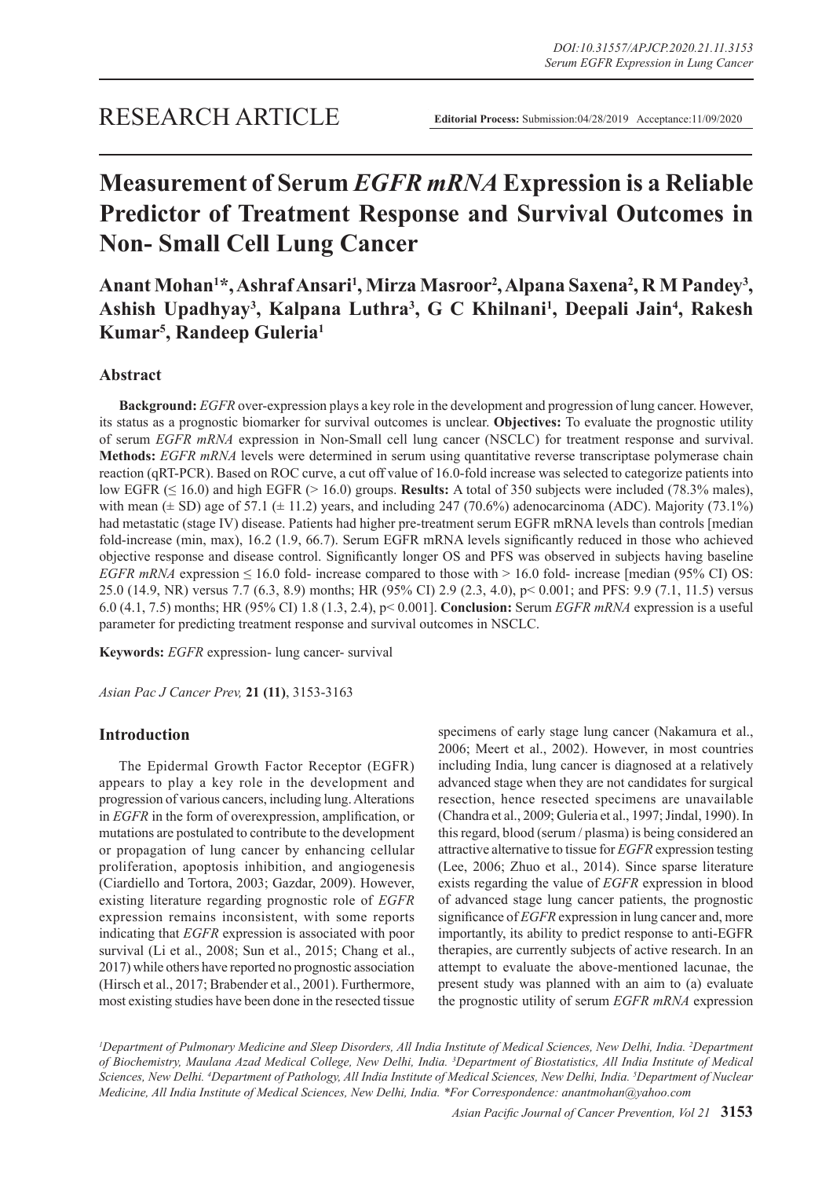RESEARCH ARTICLE

**Editorial Process:** Submission:04/28/2019 Acceptance:11/09/2020

# Measurement of Serum *EGFR mRNA* Expression is a Reliable Predictor of Treatment Response and Survival Outcomes in Non- Small Cell Lung Cancer

**Anant Mohan[1]*, Ashraf Ansari[1], Mirza Masroor[2], Alpana Saxena[2], R M Pandey[3], Ashish Upadhyay[3], Kalpana Luthra[3], G C Khilnani[1], Deepali Jain[4], Rakesh Kumar[5], Randeep Guleria[1]**

## Abstract

**Background:** *EGFR* over-expression plays a key role in the development and progression of lung cancer. However, its status as a prognostic biomarker for survival outcomes is unclear. **Objectives:** To evaluate the prognostic utility of serum *EGFR mRNA* expression in Non-Small cell lung cancer (NSCLC) for treatment response and survival. **Methods:** *EGFR mRNA* levels were determined in serum using quantitative reverse transcriptase polymerase chain reaction (qRT-PCR). Based on ROC curve, a cut off value of 16.0-fold increase was selected to categorize patients into low EGFR (≤ 16.0) and high EGFR (> 16.0) groups. **Results:** A total of 350 subjects were included (78.3% males), with mean (± SD) age of 57.1 (± 11.2) years, and including 247 (70.6%) adenocarcinoma (ADC). Majority (73.1%) had metastatic (stage IV) disease. Patients had higher pre-treatment serum EGFR mRNA levels than controls [median fold-increase (min, max), 16.2 (1.9, 66.7). Serum EGFR mRNA levels significantly reduced in those who achieved objective response and disease control. Significantly longer OS and PFS was observed in subjects having baseline *EGFR mRNA* expression ≤ 16.0 fold- increase compared to those with > 16.0 fold- increase [median (95% CI) OS: 25.0 (14.9, NR) versus 7.7 (6.3, 8.9) months; HR (95% CI) 2.9 (2.3, 4.0), p< 0.001; and PFS: 9.9 (7.1, 11.5) versus 6.0 (4.1, 7.5) months; HR (95% CI) 1.8 (1.3, 2.4), p< 0.001]. **Conclusion:** Serum *EGFR mRNA* expression is a useful parameter for predicting treatment response and survival outcomes in NSCLC.

**Keywords:** *EGFR* expression- lung cancer- survival

*Asian Pac J Cancer Prev,* **21 (11)**, 3153-3163

## Introduction

The Epidermal Growth Factor Receptor (EGFR) appears to play a key role in the development and progression of various cancers, including lung. Alterations in *EGFR* in the form of overexpression, amplification, or mutations are postulated to contribute to the development or propagation of lung cancer by enhancing cellular proliferation, apoptosis inhibition, and angiogenesis (Ciardiello and Tortora, 2003; Gazdar, 2009). However, existing literature regarding prognostic role of *EGFR* expression remains inconsistent, with some reports indicating that *EGFR* expression is associated with poor survival (Li et al., 2008; Sun et al., 2015; Chang et al., 2017) while others have reported no prognostic association (Hirsch et al., 2017; Brabender et al., 2001). Furthermore, most existing studies have been done in the resected tissue specimens of early stage lung cancer (Nakamura et al., 2006; Meert et al., 2002). However, in most countries including India, lung cancer is diagnosed at a relatively advanced stage when they are not candidates for surgical resection, hence resected specimens are unavailable (Chandra et al., 2009; Guleria et al., 1997; Jindal, 1990). In this regard, blood (serum / plasma) is being considered an attractive alternative to tissue for *EGFR* expression testing (Lee, 2006; Zhuo et al., 2014). Since sparse literature exists regarding the value of *EGFR* expression in blood of advanced stage lung cancer patients, the prognostic significance of *EGFR* expression in lung cancer and, more importantly, its ability to predict response to anti-EGFR therapies, are currently subjects of active research. In an attempt to evaluate the above-mentioned lacunae, the present study was planned with an aim to (a) evaluate the prognostic utility of serum *EGFR mRNA* expression

[1]Department of Pulmonary Medicine and Sleep Disorders, All India Institute of Medical Sciences, New Delhi, India. [2]Department of Biochemistry, Maulana Azad Medical College, New Delhi, India. [3]Department of Biostatistics, All India Institute of Medical Sciences, New Delhi. [4]Department of Pathology, All India Institute of Medical Sciences, New Delhi, India. [5]Department of Nuclear Medicine, All India Institute of Medical Sciences, New Delhi, India. *For Correspondence: anantmohan@yahoo.com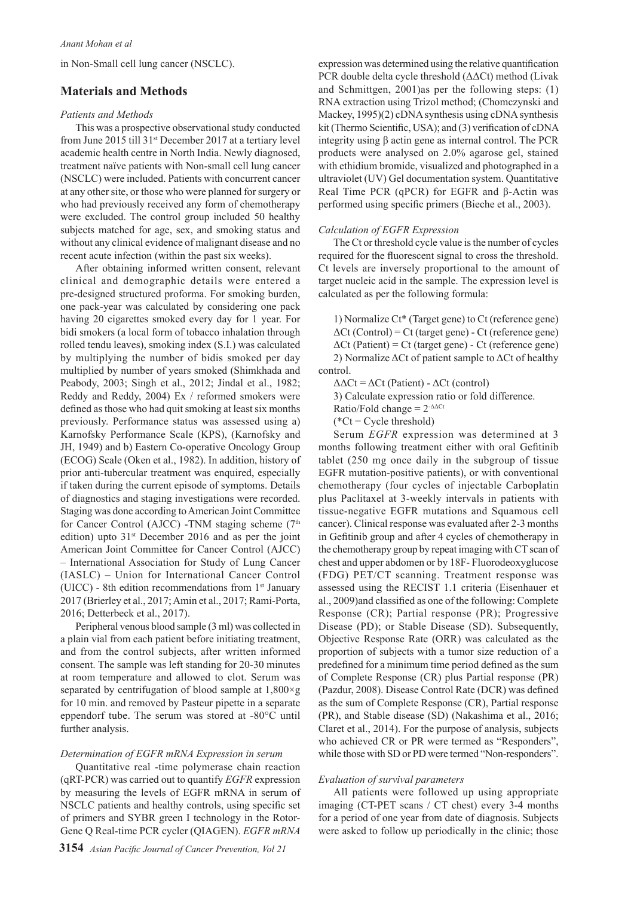in Non-Small cell lung cancer (NSCLC).

## Materials and Methods

### *Patients and Methods*

This was a prospective observational study conducted from June 2015 till 31st December 2017 at a tertiary level academic health centre in North India. Newly diagnosed, treatment naïve patients with Non-small cell lung cancer (NSCLC) were included. Patients with concurrent cancer at any other site, or those who were planned for surgery or who had previously received any form of chemotherapy were excluded. The control group included 50 healthy subjects matched for age, sex, and smoking status and without any clinical evidence of malignant disease and no recent acute infection (within the past six weeks).

After obtaining informed written consent, relevant clinical and demographic details were entered a pre-designed structured proforma. For smoking burden, one pack-year was calculated by considering one pack having 20 cigarettes smoked every day for 1 year. For bidi smokers (a local form of tobacco inhalation through rolled tendu leaves), smoking index (S.I.) was calculated by multiplying the number of bidis smoked per day multiplied by number of years smoked (Shimkhada and Peabody, 2003; Singh et al., 2012; Jindal et al., 1982; Reddy and Reddy, 2004) Ex / reformed smokers were defined as those who had quit smoking at least six months previously. Performance status was assessed using a) Karnofsky Performance Scale (KPS), (Karnofsky and JH, 1949) and b) Eastern Co-operative Oncology Group (ECOG) Scale (Oken et al., 1982). In addition, history of prior anti-tubercular treatment was enquired, especially if taken during the current episode of symptoms. Details of diagnostics and staging investigations were recorded. Staging was done according to American Joint Committee for Cancer Control (AJCC) -TNM staging scheme (7th edition) upto 31st December 2016 and as per the joint American Joint Committee for Cancer Control (AJCC) – International Association for Study of Lung Cancer (IASLC) – Union for International Cancer Control (UICC) - 8th edition recommendations from 1st January 2017 (Brierley et al., 2017; Amin et al., 2017; Rami-Porta, 2016; Detterbeck et al., 2017).

Peripheral venous blood sample (3 ml) was collected in a plain vial from each patient before initiating treatment, and from the control subjects, after written informed consent. The sample was left standing for 20-30 minutes at room temperature and allowed to clot. Serum was separated by centrifugation of blood sample at 1,800×g for 10 min. and removed by Pasteur pipette in a separate eppendorf tube. The serum was stored at -80°C until further analysis.

### *Determination of EGFR mRNA Expression in serum*

Quantitative real -time polymerase chain reaction (qRT-PCR) was carried out to quantify *EGFR* expression by measuring the levels of EGFR mRNA in serum of NSCLC patients and healthy controls, using specific set of primers and SYBR green I technology in the Rotor-Gene Q Real-time PCR cycler (QIAGEN). *EGFR mRNA* expression was determined using the relative quantification PCR double delta cycle threshold (ΔΔCt) method (Livak and Schmittgen, 2001)as per the following steps: (1) RNA extraction using Trizol method; (Chomczynski and Mackey, 1995)(2) cDNA synthesis using cDNA synthesis kit (Thermo Scientific, USA); and (3) verification of cDNA integrity using β actin gene as internal control. The PCR products were analysed on 2.0% agarose gel, stained with ethidium bromide, visualized and photographed in a ultraviolet (UV) Gel documentation system. Quantitative Real Time PCR (qPCR) for EGFR and β-Actin was performed using specific primers (Bieche et al., 2003).

### *Calculation of EGFR Expression*

The Ct or threshold cycle value is the number of cycles required for the fluorescent signal to cross the threshold. Ct levels are inversely proportional to the amount of target nucleic acid in the sample. The expression level is calculated as per the following formula:

1) Normalize Ct* (Target gene) to Ct (reference gene)

ΔCt (Control) = Ct (target gene) - Ct (reference gene)

ΔCt (Patient) = Ct (target gene) - Ct (reference gene)

2) Normalize ΔCt of patient sample to ΔCt of healthy control.

ΔΔCt = ΔCt (Patient) - ΔCt (control)

3) Calculate expression ratio or fold difference.

Ratio/Fold change = $2^{-\Delta\Delta Ct}$

(*Ct = Cycle threshold)

Serum *EGFR* expression was determined at 3 months following treatment either with oral Gefitinib tablet (250 mg once daily in the subgroup of tissue EGFR mutation-positive patients), or with conventional chemotherapy (four cycles of injectable Carboplatin plus Paclitaxel at 3-weekly intervals in patients with tissue-negative EGFR mutations and Squamous cell cancer). Clinical response was evaluated after 2-3 months in Gefitinib group and after 4 cycles of chemotherapy in the chemotherapy group by repeat imaging with CT scan of chest and upper abdomen or by 18F- Fluorodeoxyglucose (FDG) PET/CT scanning. Treatment response was assessed using the RECIST 1.1 criteria (Eisenhauer et al., 2009)and classified as one of the following: Complete Response (CR); Partial response (PR); Progressive Disease (PD); or Stable Disease (SD). Subsequently, Objective Response Rate (ORR) was calculated as the proportion of subjects with a tumor size reduction of a predefined for a minimum time period defined as the sum of Complete Response (CR) plus Partial response (PR) (Pazdur, 2008). Disease Control Rate (DCR) was defined as the sum of Complete Response (CR), Partial response (PR), and Stable disease (SD) (Nakashima et al., 2016; Claret et al., 2014). For the purpose of analysis, subjects who achieved CR or PR were termed as "Responders", while those with SD or PD were termed "Non-responders".

### *Evaluation of survival parameters*

All patients were followed up using appropriate imaging (CT-PET scans / CT chest) every 3-4 months for a period of one year from date of diagnosis. Subjects were asked to follow up periodically in the clinic; those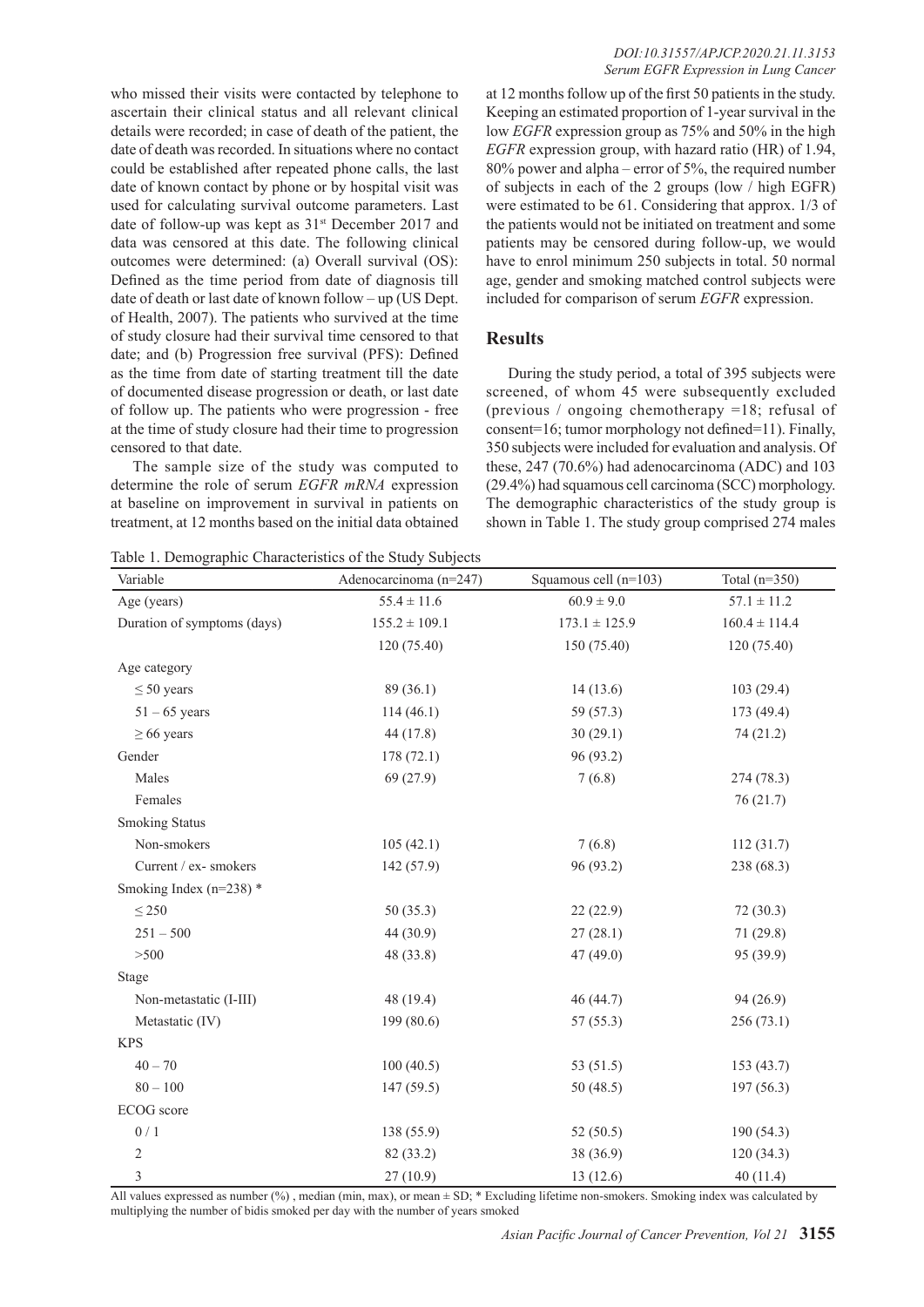who missed their visits were contacted by telephone to ascertain their clinical status and all relevant clinical details were recorded; in case of death of the patient, the date of death was recorded. In situations where no contact could be established after repeated phone calls, the last date of known contact by phone or by hospital visit was used for calculating survival outcome parameters. Last date of follow-up was kept as 31st December 2017 and data was censored at this date. The following clinical outcomes were determined: (a) Overall survival (OS): Defined as the time period from date of diagnosis till date of death or last date of known follow – up (US Dept. of Health, 2007). The patients who survived at the time of study closure had their survival time censored to that date; and (b) Progression free survival (PFS): Defined as the time from date of starting treatment till the date of documented disease progression or death, or last date of follow up. The patients who were progression - free at the time of study closure had their time to progression censored to that date.

The sample size of the study was computed to determine the role of serum *EGFR mRNA* expression at baseline on improvement in survival in patients on treatment, at 12 months based on the initial data obtained at 12 months follow up of the first 50 patients in the study. Keeping an estimated proportion of 1-year survival in the low *EGFR* expression group as 75% and 50% in the high *EGFR* expression group, with hazard ratio (HR) of 1.94, 80% power and alpha – error of 5%, the required number of subjects in each of the 2 groups (low / high EGFR) were estimated to be 61. Considering that approx. 1/3 of the patients would not be initiated on treatment and some patients may be censored during follow-up, we would have to enrol minimum 250 subjects in total. 50 normal age, gender and smoking matched control subjects were included for comparison of serum *EGFR* expression.

## Results

During the study period, a total of 395 subjects were screened, of whom 45 were subsequently excluded (previous / ongoing chemotherapy =18; refusal of consent=16; tumor morphology not defined=11). Finally, 350 subjects were included for evaluation and analysis. Of these, 247 (70.6%) had adenocarcinoma (ADC) and 103 (29.4%) had squamous cell carcinoma (SCC) morphology. The demographic characteristics of the study group is shown in Table 1. The study group comprised 274 males

Table 1. Demographic Characteristics of the Study Subjects

| Variable | Adenocarcinoma (n=247) | Squamous cell (n=103) | Total (n=350) |
|---|---|---|---|
| Age (years) | 55.4 ± 11.6 | 60.9 ± 9.0 | 57.1 ± 11.2 |
| Duration of symptoms (days) | 155.2 ± 109.1 | 173.1 ± 125.9 | 160.4 ± 114.4 |
| | 120 (75.40) | 150 (75.40) | 120 (75.40) |
| Age category | | | |
| ≤ 50 years | 89 (36.1) | 14 (13.6) | 103 (29.4) |
| 51 – 65 years | 114 (46.1) | 59 (57.3) | 173 (49.4) |
| ≥ 66 years | 44 (17.8) | 30 (29.1) | 74 (21.2) |
| Gender | 178 (72.1) | 96 (93.2) | |
| Males | 69 (27.9) | 7 (6.8) | 274 (78.3) |
| Females | | | 76 (21.7) |
| Smoking Status | | | |
| Non-smokers | 105 (42.1) | 7 (6.8) | 112 (31.7) |
| Current / ex- smokers | 142 (57.9) | 96 (93.2) | 238 (68.3) |
| Smoking Index (n=238) * | | | |
| ≤ 250 | 50 (35.3) | 22 (22.9) | 72 (30.3) |
| 251 – 500 | 44 (30.9) | 27 (28.1) | 71 (29.8) |
| >500 | 48 (33.8) | 47 (49.0) | 95 (39.9) |
| Stage | | | |
| Non-metastatic (I-III) | 48 (19.4) | 46 (44.7) | 94 (26.9) |
| Metastatic (IV) | 199 (80.6) | 57 (55.3) | 256 (73.1) |
| KPS | | | |
| 40 – 70 | 100 (40.5) | 53 (51.5) | 153 (43.7) |
| 80 – 100 | 147 (59.5) | 50 (48.5) | 197 (56.3) |
| ECOG score | | | |
| 0 / 1 | 138 (55.9) | 52 (50.5) | 190 (54.3) |
| 2 | 82 (33.2) | 38 (36.9) | 120 (34.3) |
| 3 | 27 (10.9) | 13 (12.6) | 40 (11.4) |

All values expressed as number (%) , median (min, max), or mean ± SD; * Excluding lifetime non-smokers. Smoking index was calculated by multiplying the number of bidis smoked per day with the number of years smoked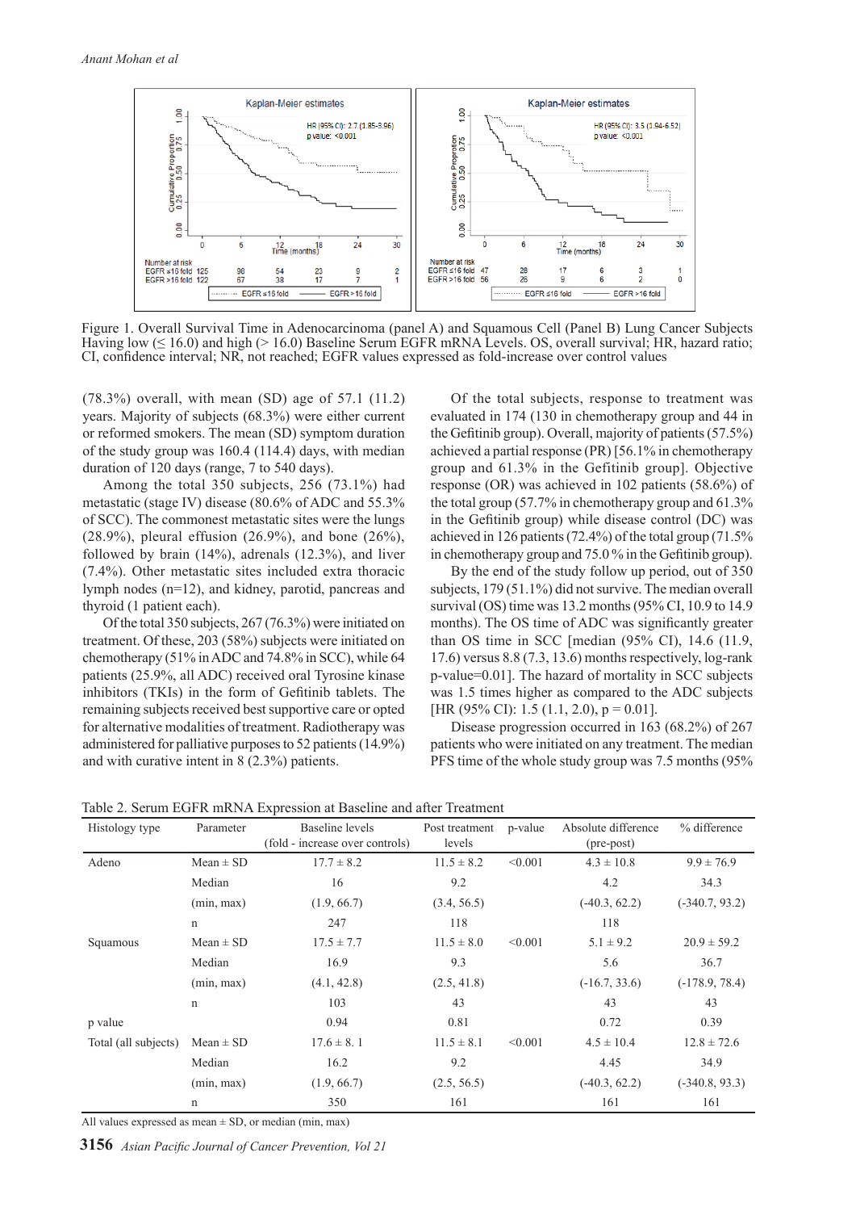Figure 1. Overall Survival Time in Adenocarcinoma (panel A) and Squamous Cell (Panel B) Lung Cancer Subjects Having low (≤ 16.0) and high (> 16.0) Baseline Serum EGFR mRNA Levels. OS, overall survival; HR, hazard ratio; CI, confidence interval; NR, not reached; EGFR values expressed as fold-increase over control values

(78.3%) overall, with mean (SD) age of 57.1 (11.2) years. Majority of subjects (68.3%) were either current or reformed smokers. The mean (SD) symptom duration of the study group was 160.4 (114.4) days, with median duration of 120 days (range, 7 to 540 days).

Among the total 350 subjects, 256 (73.1%) had metastatic (stage IV) disease (80.6% of ADC and 55.3% of SCC). The commonest metastatic sites were the lungs (28.9%), pleural effusion (26.9%), and bone (26%), followed by brain (14%), adrenals (12.3%), and liver (7.4%). Other metastatic sites included extra thoracic lymph nodes (n=12), and kidney, parotid, pancreas and thyroid (1 patient each).

Of the total 350 subjects, 267 (76.3%) were initiated on treatment. Of these, 203 (58%) subjects were initiated on chemotherapy (51% in ADC and 74.8% in SCC), while 64 patients (25.9%, all ADC) received oral Tyrosine kinase inhibitors (TKIs) in the form of Gefitinib tablets. The remaining subjects received best supportive care or opted for alternative modalities of treatment. Radiotherapy was administered for palliative purposes to 52 patients (14.9%) and with curative intent in 8 (2.3%) patients.

Of the total subjects, response to treatment was evaluated in 174 (130 in chemotherapy group and 44 in the Gefitinib group). Overall, majority of patients (57.5%) achieved a partial response (PR) [56.1% in chemotherapy group and 61.3% in the Gefitinib group]. Objective response (OR) was achieved in 102 patients (58.6%) of the total group (57.7% in chemotherapy group and 61.3% in the Gefitinib group) while disease control (DC) was achieved in 126 patients (72.4%) of the total group (71.5% in chemotherapy group and 75.0 % in the Gefitinib group).

By the end of the study follow up period, out of 350 subjects, 179 (51.1%) did not survive. The median overall survival (OS) time was 13.2 months (95% CI, 10.9 to 14.9 months). The OS time of ADC was significantly greater than OS time in SCC [median (95% CI), 14.6 (11.9, 17.6) versus 8.8 (7.3, 13.6) months respectively, log-rank p-value=0.01]. The hazard of mortality in SCC subjects was 1.5 times higher as compared to the ADC subjects [HR (95% CI): 1.5 (1.1, 2.0), p = 0.01].

Disease progression occurred in 163 (68.2%) of 267 patients who were initiated on any treatment. The median PFS time of the whole study group was 7.5 months (95%

Table 2. Serum EGFR mRNA Expression at Baseline and after Treatment

| Histology type | Parameter | Baseline levels (fold - increase over controls) | Post treatment levels | p-value | Absolute difference (pre-post) | % difference |
|---|---|---|---|---|---|---|
| Adeno | Mean ± SD | 17.7 ± 8.2 | 11.5 ± 8.2 | <0.001 | 4.3 ± 10.8 | 9.9 ± 76.9 |
| | Median | 16 | 9.2 | | 4.2 | 34.3 |
| | (min, max) | (1.9, 66.7) | (3.4, 56.5) | | (-40.3, 62.2) | (-340.7, 93.2) |
| | n | 247 | 118 | | 118 | 118 |
| Squamous | Mean ± SD | 17.5 ± 7.7 | 11.5 ± 8.0 | <0.001 | 5.1 ± 9.2 | 20.9 ± 59.2 |
| | Median | 16.9 | 9.3 | | 5.6 | 36.7 |
| | (min, max) | (4.1, 42.8) | (2.5, 41.8) | | (-16.7, 33.6) | (-178.9, 78.4) |
| | n | 103 | 43 | | 43 | 43 |
| p value | | 0.94 | 0.81 | | 0.72 | 0.39 |
| Total (all subjects) | Mean ± SD | 17.6 ± 8. 1 | 11.5 ± 8.1 | <0.001 | 4.5 ± 10.4 | 12.8 ± 72.6 |
| | Median | 16.2 | 9.2 | | 4.45 | 34.9 |
| | (min, max) | (1.9, 66.7) | (2.5, 56.5) | | (-40.3, 62.2) | (-340.8, 93.3) |
| | n | 350 | 161 | | 161 | 161 |

All values expressed as mean ± SD, or median (min, max)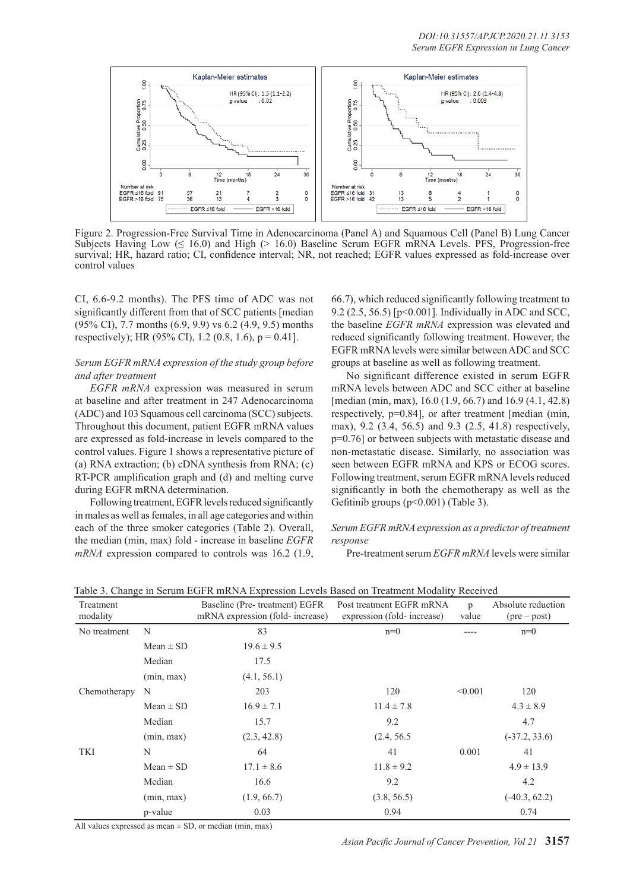Figure 2. Progression-Free Survival Time in Adenocarcinoma (Panel A) and Squamous Cell (Panel B) Lung Cancer Subjects Having Low (≤ 16.0) and High (> 16.0) Baseline Serum EGFR mRNA Levels. PFS, Progression-free survival; HR, hazard ratio; CI, confidence interval; NR, not reached; EGFR values expressed as fold-increase over control values

CI, 6.6-9.2 months). The PFS time of ADC was not significantly different from that of SCC patients [median (95% CI), 7.7 months (6.9, 9.9) vs 6.2 (4.9, 9.5) months respectively); HR (95% CI), 1.2 (0.8, 1.6), p = 0.41].

*Serum EGFR mRNA expression of the study group before and after treatment*

*EGFR mRNA* expression was measured in serum at baseline and after treatment in 247 Adenocarcinoma (ADC) and 103 Squamous cell carcinoma (SCC) subjects. Throughout this document, patient EGFR mRNA values are expressed as fold-increase in levels compared to the control values. Figure 1 shows a representative picture of (a) RNA extraction; (b) cDNA synthesis from RNA; (c) RT-PCR amplification graph and (d) and melting curve during EGFR mRNA determination.

Following treatment, EGFR levels reduced significantly in males as well as females, in all age categories and within each of the three smoker categories (Table 2). Overall, the median (min, max) fold - increase in baseline *EGFR mRNA* expression compared to controls was 16.2 (1.9, 66.7), which reduced significantly following treatment to 9.2 (2.5, 56.5) [p<0.001]. Individually in ADC and SCC, the baseline *EGFR mRNA* expression was elevated and reduced significantly following treatment. However, the EGFR mRNA levels were similar between ADC and SCC groups at baseline as well as following treatment.

No significant difference existed in serum EGFR mRNA levels between ADC and SCC either at baseline [median (min, max), 16.0 (1.9, 66.7) and 16.9 (4.1, 42.8) respectively, p=0.84], or after treatment [median (min, max), 9.2 (3.4, 56.5) and 9.3 (2.5, 41.8) respectively, p=0.76] or between subjects with metastatic disease and non-metastatic disease. Similarly, no association was seen between EGFR mRNA and KPS or ECOG scores. Following treatment, serum EGFR mRNA levels reduced significantly in both the chemotherapy as well as the Gefitinib groups (p<0.001) (Table 3).

*Serum EGFR mRNA expression as a predictor of treatment response*

Pre-treatment serum *EGFR mRNA* levels were similar

Table 3. Change in Serum EGFR mRNA Expression Levels Based on Treatment Modality Received

| Treatment modality | | Baseline (Pre- treatment) EGFR mRNA expression (fold- increase) | Post treatment EGFR mRNA expression (fold- increase) | p value | Absolute reduction (pre – post) |
|---|---|---|---|---|---|
| No treatment | N | 83 | n=0 | ---- | n=0 |
| | Mean ± SD | 19.6 ± 9.5 | | | |
| | Median | 17.5 | | | |
| | (min, max) | (4.1, 56.1) | | | |
| Chemotherapy | N | 203 | 120 | <0.001 | 120 |
| | Mean ± SD | 16.9 ± 7.1 | 11.4 ± 7.8 | | 4.3 ± 8.9 |
| | Median | 15.7 | 9.2 | | 4.7 |
| | (min, max) | (2.3, 42.8) | (2.4, 56.5 | | (-37.2, 33.6) |
| TKI | N | 64 | 41 | 0.001 | 41 |
| | Mean ± SD | 17.1 ± 8.6 | 11.8 ± 9.2 | | 4.9 ± 13.9 |
| | Median | 16.6 | 9.2 | | 4.2 |
| | (min, max) | (1.9, 66.7) | (3.8, 56.5) | | (-40.3, 62.2) |
| | p-value | 0.03 | 0.94 | | 0.74 |

All values expressed as mean ± SD, or median (min, max)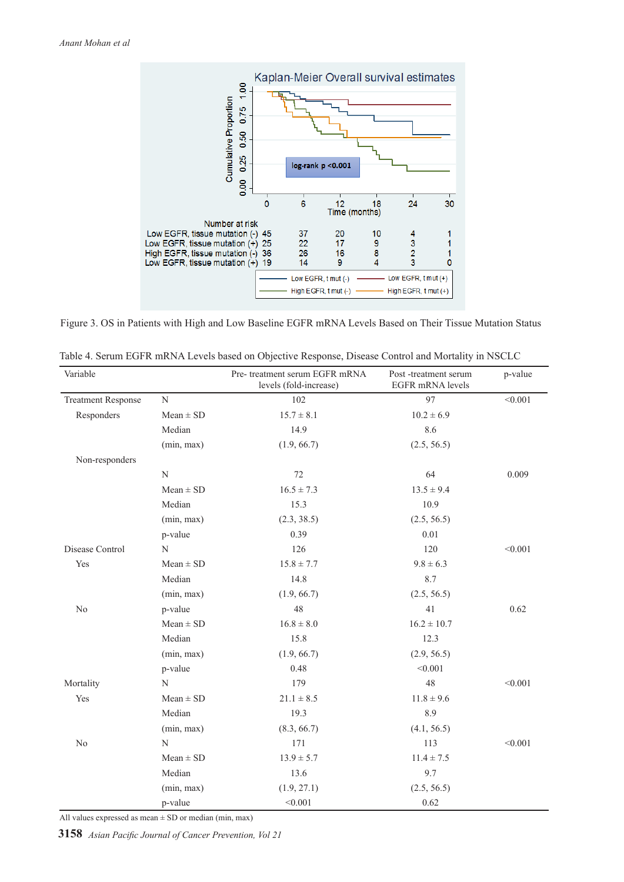Figure 3. OS in Patients with High and Low Baseline EGFR mRNA Levels Based on Their Tissue Mutation Status

Table 4. Serum EGFR mRNA Levels based on Objective Response, Disease Control and Mortality in NSCLC

| Variable | | Pre- treatment serum EGFR mRNA levels (fold-increase) | Post -treatment serum EGFR mRNA levels | p-value |
|---|---|---|---|---|
| Treatment Response | N | 102 | 97 | <0.001 |
| Responders | Mean ± SD | 15.7 ± 8.1 | 10.2 ± 6.9 | |
| | Median | 14.9 | 8.6 | |
| | (min, max) | (1.9, 66.7) | (2.5, 56.5) | |
| Non-responders | | | | |
| | N | 72 | 64 | 0.009 |
| | Mean ± SD | 16.5 ± 7.3 | 13.5 ± 9.4 | |
| | Median | 15.3 | 10.9 | |
| | (min, max) | (2.3, 38.5) | (2.5, 56.5) | |
| | p-value | 0.39 | 0.01 | |
| Disease Control | N | 126 | 120 | <0.001 |
| Yes | Mean ± SD | 15.8 ± 7.7 | 9.8 ± 6.3 | |
| | Median | 14.8 | 8.7 | |
| | (min, max) | (1.9, 66.7) | (2.5, 56.5) | |
| No | p-value | 48 | 41 | 0.62 |
| | Mean ± SD | 16.8 ± 8.0 | 16.2 ± 10.7 | |
| | Median | 15.8 | 12.3 | |
| | (min, max) | (1.9, 66.7) | (2.9, 56.5) | |
| | p-value | 0.48 | <0.001 | |
| Mortality | N | 179 | 48 | <0.001 |
| Yes | Mean ± SD | 21.1 ± 8.5 | 11.8 ± 9.6 | |
| | Median | 19.3 | 8.9 | |
| | (min, max) | (8.3, 66.7) | (4.1, 56.5) | |
| No | N | 171 | 113 | <0.001 |
| | Mean ± SD | 13.9 ± 5.7 | 11.4 ± 7.5 | |
| | Median | 13.6 | 9.7 | |
| | (min, max) | (1.9, 27.1) | (2.5, 56.5) | |
| | p-value | <0.001 | 0.62 | |

All values expressed as mean ± SD or median (min, max)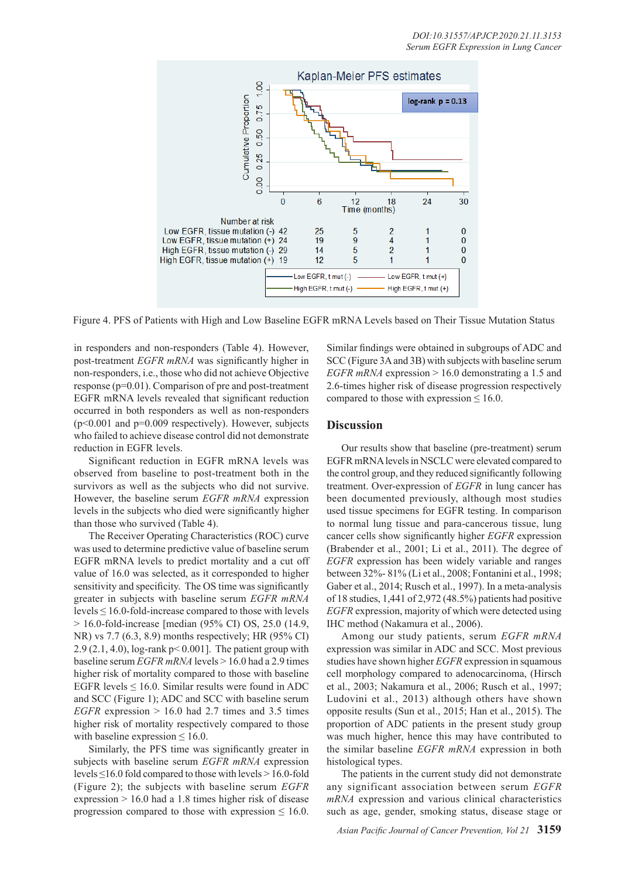Figure 4. PFS of Patients with High and Low Baseline EGFR mRNA Levels based on Their Tissue Mutation Status

in responders and non-responders (Table 4). However, post-treatment *EGFR mRNA* was significantly higher in non-responders, i.e., those who did not achieve Objective response (p=0.01). Comparison of pre and post-treatment EGFR mRNA levels revealed that significant reduction occurred in both responders as well as non-responders (p<0.001 and p=0.009 respectively). However, subjects who failed to achieve disease control did not demonstrate reduction in EGFR levels.

Significant reduction in EGFR mRNA levels was observed from baseline to post-treatment both in the survivors as well as the subjects who did not survive. However, the baseline serum *EGFR mRNA* expression levels in the subjects who died were significantly higher than those who survived (Table 4).

The Receiver Operating Characteristics (ROC) curve was used to determine predictive value of baseline serum EGFR mRNA levels to predict mortality and a cut off value of 16.0 was selected, as it corresponded to higher sensitivity and specificity. The OS time was significantly greater in subjects with baseline serum *EGFR mRNA* levels ≤ 16.0-fold-increase compared to those with levels > 16.0-fold-increase [median (95% CI) OS, 25.0 (14.9, NR) vs 7.7 (6.3, 8.9) months respectively; HR (95% CI) 2.9 (2.1, 4.0), log-rank p< 0.001]. The patient group with baseline serum *EGFR mRNA* levels > 16.0 had a 2.9 times higher risk of mortality compared to those with baseline EGFR levels ≤ 16.0. Similar results were found in ADC and SCC (Figure 1); ADC and SCC with baseline serum *EGFR* expression > 16.0 had 2.7 times and 3.5 times higher risk of mortality respectively compared to those with baseline expression ≤ 16.0.

Similarly, the PFS time was significantly greater in subjects with baseline serum *EGFR mRNA* expression levels ≤16.0 fold compared to those with levels > 16.0-fold (Figure 2); the subjects with baseline serum *EGFR* expression > 16.0 had a 1.8 times higher risk of disease progression compared to those with expression ≤ 16.0. Similar findings were obtained in subgroups of ADC and SCC (Figure 3A and 3B) with subjects with baseline serum *EGFR mRNA* expression > 16.0 demonstrating a 1.5 and 2.6-times higher risk of disease progression respectively compared to those with expression ≤ 16.0.

## Discussion

Our results show that baseline (pre-treatment) serum EGFR mRNA levels in NSCLC were elevated compared to the control group, and they reduced significantly following treatment. Over-expression of *EGFR* in lung cancer has been documented previously, although most studies used tissue specimens for EGFR testing. In comparison to normal lung tissue and para-cancerous tissue, lung cancer cells show significantly higher *EGFR* expression (Brabender et al., 2001; Li et al., 2011). The degree of *EGFR* expression has been widely variable and ranges between 32%- 81% (Li et al., 2008; Fontanini et al., 1998; Gaber et al., 2014; Rusch et al., 1997). In a meta-analysis of 18 studies, 1,441 of 2,972 (48.5%) patients had positive *EGFR* expression, majority of which were detected using IHC method (Nakamura et al., 2006).

Among our study patients, serum *EGFR mRNA* expression was similar in ADC and SCC. Most previous studies have shown higher *EGFR* expression in squamous cell morphology compared to adenocarcinoma, (Hirsch et al., 2003; Nakamura et al., 2006; Rusch et al., 1997; Ludovini et al., 2013) although others have shown opposite results (Sun et al., 2015; Han et al., 2015). The proportion of ADC patients in the present study group was much higher, hence this may have contributed to the similar baseline *EGFR mRNA* expression in both histological types.

The patients in the current study did not demonstrate any significant association between serum *EGFR mRNA* expression and various clinical characteristics such as age, gender, smoking status, disease stage or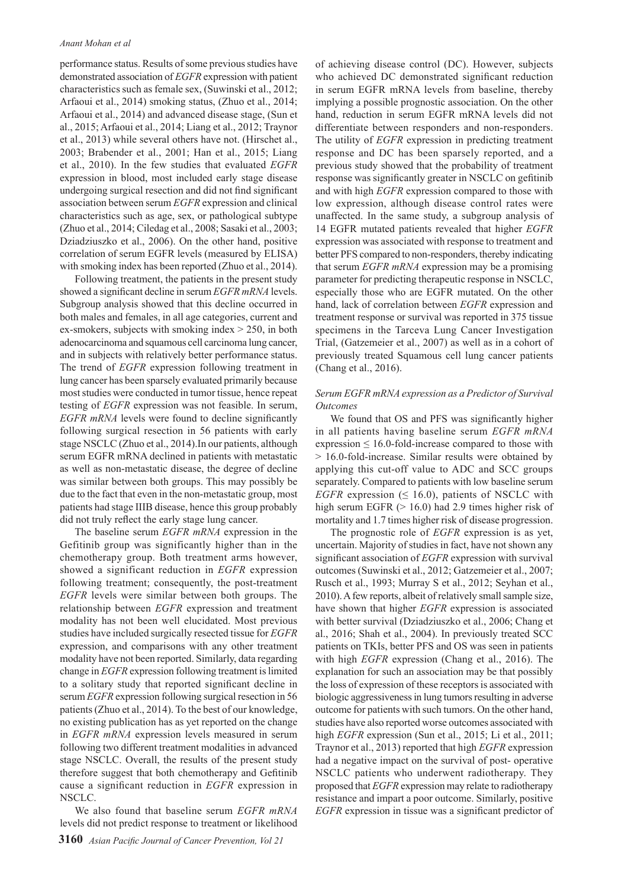performance status. Results of some previous studies have demonstrated association of *EGFR* expression with patient characteristics such as female sex, (Suwinski et al., 2012; Arfaoui et al., 2014) smoking status, (Zhuo et al., 2014; Arfaoui et al., 2014) and advanced disease stage, (Sun et al., 2015; Arfaoui et al., 2014; Liang et al., 2012; Traynor et al., 2013) while several others have not. (Hirschet al., 2003; Brabender et al., 2001; Han et al., 2015; Liang et al., 2010). In the few studies that evaluated *EGFR* expression in blood, most included early stage disease undergoing surgical resection and did not find significant association between serum *EGFR* expression and clinical characteristics such as age, sex, or pathological subtype (Zhuo et al., 2014; Ciledag et al., 2008; Sasaki et al., 2003; Dziadziuszko et al., 2006). On the other hand, positive correlation of serum EGFR levels (measured by ELISA) with smoking index has been reported (Zhuo et al., 2014).

Following treatment, the patients in the present study showed a significant decline in serum *EGFR mRNA* levels. Subgroup analysis showed that this decline occurred in both males and females, in all age categories, current and ex-smokers, subjects with smoking index > 250, in both adenocarcinoma and squamous cell carcinoma lung cancer, and in subjects with relatively better performance status. The trend of *EGFR* expression following treatment in lung cancer has been sparsely evaluated primarily because most studies were conducted in tumor tissue, hence repeat testing of *EGFR* expression was not feasible. In serum, *EGFR mRNA* levels were found to decline significantly following surgical resection in 56 patients with early stage NSCLC (Zhuo et al., 2014).In our patients, although serum EGFR mRNA declined in patients with metastatic as well as non-metastatic disease, the degree of decline was similar between both groups. This may possibly be due to the fact that even in the non-metastatic group, most patients had stage IIIB disease, hence this group probably did not truly reflect the early stage lung cancer.

The baseline serum *EGFR mRNA* expression in the Gefitinib group was significantly higher than in the chemotherapy group. Both treatment arms however, showed a significant reduction in *EGFR* expression following treatment; consequently, the post-treatment *EGFR* levels were similar between both groups. The relationship between *EGFR* expression and treatment modality has not been well elucidated. Most previous studies have included surgically resected tissue for *EGFR* expression, and comparisons with any other treatment modality have not been reported. Similarly, data regarding change in *EGFR* expression following treatment is limited to a solitary study that reported significant decline in serum *EGFR* expression following surgical resection in 56 patients (Zhuo et al., 2014). To the best of our knowledge, no existing publication has as yet reported on the change in *EGFR mRNA* expression levels measured in serum following two different treatment modalities in advanced stage NSCLC. Overall, the results of the present study therefore suggest that both chemotherapy and Gefitinib cause a significant reduction in *EGFR* expression in NSCLC.

We also found that baseline serum *EGFR mRNA* levels did not predict response to treatment or likelihood of achieving disease control (DC). However, subjects who achieved DC demonstrated significant reduction in serum EGFR mRNA levels from baseline, thereby implying a possible prognostic association. On the other hand, reduction in serum EGFR mRNA levels did not differentiate between responders and non-responders. The utility of *EGFR* expression in predicting treatment response and DC has been sparsely reported, and a previous study showed that the probability of treatment response was significantly greater in NSCLC on gefitinib and with high *EGFR* expression compared to those with low expression, although disease control rates were unaffected. In the same study, a subgroup analysis of 14 EGFR mutated patients revealed that higher *EGFR* expression was associated with response to treatment and better PFS compared to non-responders, thereby indicating that serum *EGFR mRNA* expression may be a promising parameter for predicting therapeutic response in NSCLC, especially those who are EGFR mutated. On the other hand, lack of correlation between *EGFR* expression and treatment response or survival was reported in 375 tissue specimens in the Tarceva Lung Cancer Investigation Trial, (Gatzemeier et al., 2007) as well as in a cohort of previously treated Squamous cell lung cancer patients (Chang et al., 2016).

### *Serum EGFR mRNA expression as a Predictor of Survival Outcomes*

We found that OS and PFS was significantly higher in all patients having baseline serum *EGFR mRNA* expression ≤ 16.0-fold-increase compared to those with > 16.0-fold-increase. Similar results were obtained by applying this cut-off value to ADC and SCC groups separately. Compared to patients with low baseline serum *EGFR* expression (≤ 16.0), patients of NSCLC with high serum EGFR (> 16.0) had 2.9 times higher risk of mortality and 1.7 times higher risk of disease progression.

The prognostic role of *EGFR* expression is as yet, uncertain. Majority of studies in fact, have not shown any significant association of *EGFR* expression with survival outcomes (Suwinski et al., 2012; Gatzemeier et al., 2007; Rusch et al., 1993; Murray S et al., 2012; Seyhan et al., 2010). A few reports, albeit of relatively small sample size, have shown that higher *EGFR* expression is associated with better survival (Dziadziuszko et al., 2006; Chang et al., 2016; Shah et al., 2004). In previously treated SCC patients on TKIs, better PFS and OS was seen in patients with high *EGFR* expression (Chang et al., 2016). The explanation for such an association may be that possibly the loss of expression of these receptors is associated with biologic aggressiveness in lung tumors resulting in adverse outcome for patients with such tumors. On the other hand, studies have also reported worse outcomes associated with high *EGFR* expression (Sun et al., 2015; Li et al., 2011; Traynor et al., 2013) reported that high *EGFR* expression had a negative impact on the survival of post- operative NSCLC patients who underwent radiotherapy. They proposed that *EGFR* expression may relate to radiotherapy resistance and impart a poor outcome. Similarly, positive *EGFR* expression in tissue was a significant predictor of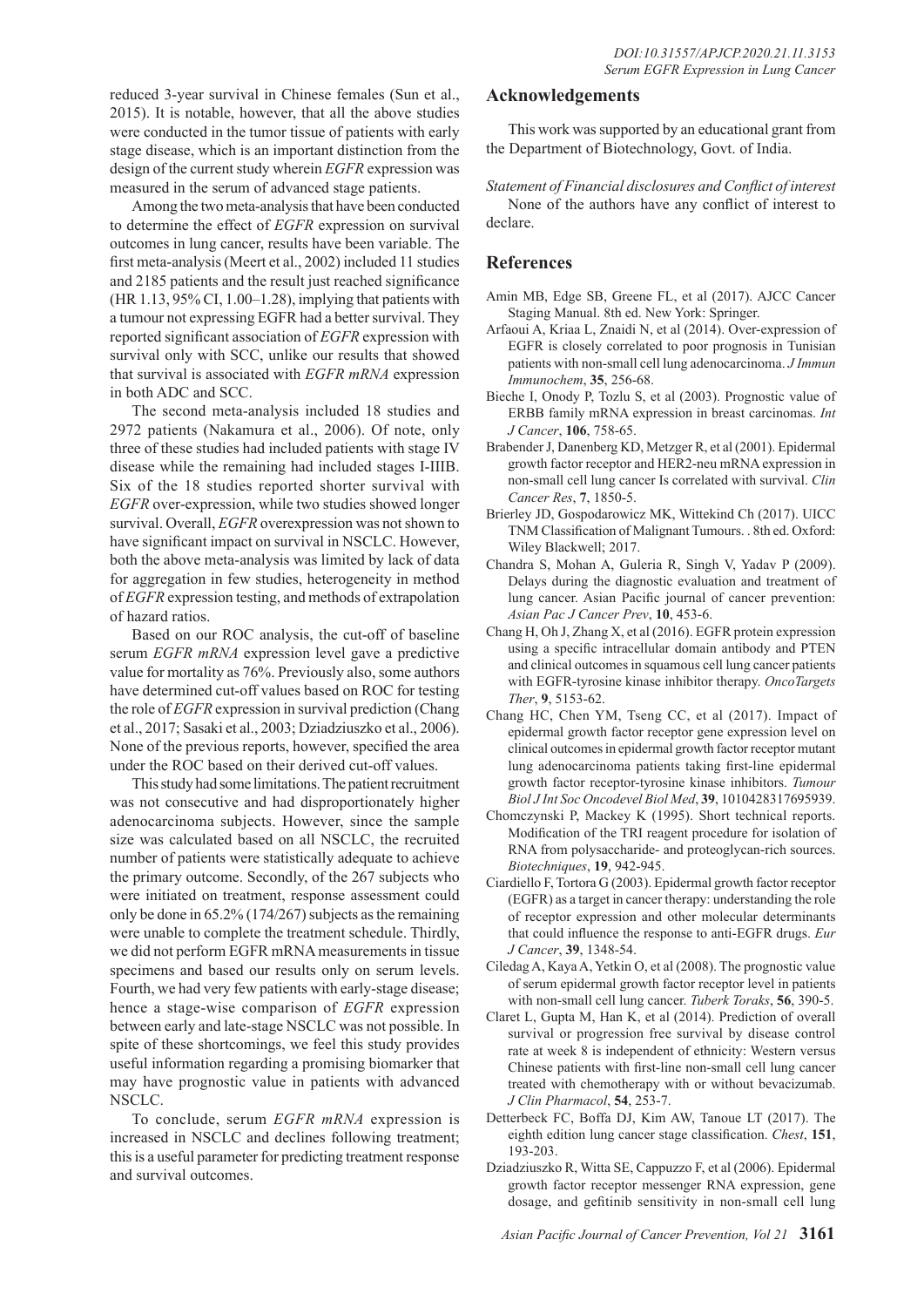reduced 3-year survival in Chinese females (Sun et al., 2015). It is notable, however, that all the above studies were conducted in the tumor tissue of patients with early stage disease, which is an important distinction from the design of the current study wherein *EGFR* expression was measured in the serum of advanced stage patients.

Among the two meta-analysis that have been conducted to determine the effect of *EGFR* expression on survival outcomes in lung cancer, results have been variable. The first meta-analysis (Meert et al., 2002) included 11 studies and 2185 patients and the result just reached significance (HR 1.13, 95% CI, 1.00–1.28), implying that patients with a tumour not expressing EGFR had a better survival. They reported significant association of *EGFR* expression with survival only with SCC, unlike our results that showed that survival is associated with *EGFR mRNA* expression in both ADC and SCC.

The second meta-analysis included 18 studies and 2972 patients (Nakamura et al., 2006). Of note, only three of these studies had included patients with stage IV disease while the remaining had included stages I-IIIB. Six of the 18 studies reported shorter survival with *EGFR* over-expression, while two studies showed longer survival. Overall, *EGFR* overexpression was not shown to have significant impact on survival in NSCLC. However, both the above meta-analysis was limited by lack of data for aggregation in few studies, heterogeneity in method of *EGFR* expression testing, and methods of extrapolation of hazard ratios.

Based on our ROC analysis, the cut-off of baseline serum *EGFR mRNA* expression level gave a predictive value for mortality as 76%. Previously also, some authors have determined cut-off values based on ROC for testing the role of *EGFR* expression in survival prediction (Chang et al., 2017; Sasaki et al., 2003; Dziadziuszko et al., 2006). None of the previous reports, however, specified the area under the ROC based on their derived cut-off values.

This study had some limitations. The patient recruitment was not consecutive and had disproportionately higher adenocarcinoma subjects. However, since the sample size was calculated based on all NSCLC, the recruited number of patients were statistically adequate to achieve the primary outcome. Secondly, of the 267 subjects who were initiated on treatment, response assessment could only be done in 65.2% (174/267) subjects as the remaining were unable to complete the treatment schedule. Thirdly, we did not perform EGFR mRNA measurements in tissue specimens and based our results only on serum levels. Fourth, we had very few patients with early-stage disease; hence a stage-wise comparison of *EGFR* expression between early and late-stage NSCLC was not possible. In spite of these shortcomings, we feel this study provides useful information regarding a promising biomarker that may have prognostic value in patients with advanced NSCLC.

To conclude, serum *EGFR mRNA* expression is increased in NSCLC and declines following treatment; this is a useful parameter for predicting treatment response and survival outcomes.

## Acknowledgements

This work was supported by an educational grant from the Department of Biotechnology, Govt. of India.

*Statement of Financial disclosures and Conflict of interest*

None of the authors have any conflict of interest to declare.

## References

Amin MB, Edge SB, Greene FL, et al (2017). AJCC Cancer Staging Manual. 8th ed. New York: Springer.

Arfaoui A, Kriaa L, Znaidi N, et al (2014). Over-expression of EGFR is closely correlated to poor prognosis in Tunisian patients with non-small cell lung adenocarcinoma. *J Immun Immunochem*, **35**, 256-68.

Bieche I, Onody P, Tozlu S, et al (2003). Prognostic value of ERBB family mRNA expression in breast carcinomas. *Int J Cancer*, **106**, 758-65.

Brabender J, Danenberg KD, Metzger R, et al (2001). Epidermal growth factor receptor and HER2-neu mRNA expression in non-small cell lung cancer Is correlated with survival. *Clin Cancer Res*, **7**, 1850-5.

Brierley JD, Gospodarowicz MK, Wittekind Ch (2017). UICC TNM Classification of Malignant Tumours. . 8th ed. Oxford: Wiley Blackwell; 2017.

Chandra S, Mohan A, Guleria R, Singh V, Yadav P (2009). Delays during the diagnostic evaluation and treatment of lung cancer. Asian Pacific journal of cancer prevention: *Asian Pac J Cancer Prev*, **10**, 453-6.

Chang H, Oh J, Zhang X, et al (2016). EGFR protein expression using a specific intracellular domain antibody and PTEN and clinical outcomes in squamous cell lung cancer patients with EGFR-tyrosine kinase inhibitor therapy. *OncoTargets Ther*, **9**, 5153-62.

Chang HC, Chen YM, Tseng CC, et al (2017). Impact of epidermal growth factor receptor gene expression level on clinical outcomes in epidermal growth factor receptor mutant lung adenocarcinoma patients taking first-line epidermal growth factor receptor-tyrosine kinase inhibitors. *Tumour Biol J Int Soc Oncodevel Biol Med*, **39**, 1010428317695939.

Chomczynski P, Mackey K (1995). Short technical reports. Modification of the TRI reagent procedure for isolation of RNA from polysaccharide- and proteoglycan-rich sources. *Biotechniques*, **19**, 942-945.

Ciardiello F, Tortora G (2003). Epidermal growth factor receptor (EGFR) as a target in cancer therapy: understanding the role of receptor expression and other molecular determinants that could influence the response to anti-EGFR drugs. *Eur J Cancer*, **39**, 1348-54.

Ciledag A, Kaya A, Yetkin O, et al (2008). The prognostic value of serum epidermal growth factor receptor level in patients with non-small cell lung cancer. *Tuberk Toraks*, **56**, 390-5.

Claret L, Gupta M, Han K, et al (2014). Prediction of overall survival or progression free survival by disease control rate at week 8 is independent of ethnicity: Western versus Chinese patients with first-line non-small cell lung cancer treated with chemotherapy with or without bevacizumab. *J Clin Pharmacol*, **54**, 253-7.

Detterbeck FC, Boffa DJ, Kim AW, Tanoue LT (2017). The eighth edition lung cancer stage classification. *Chest*, **151**, 193-203.

Dziadziuszko R, Witta SE, Cappuzzo F, et al (2006). Epidermal growth factor receptor messenger RNA expression, gene dosage, and gefitinib sensitivity in non-small cell lung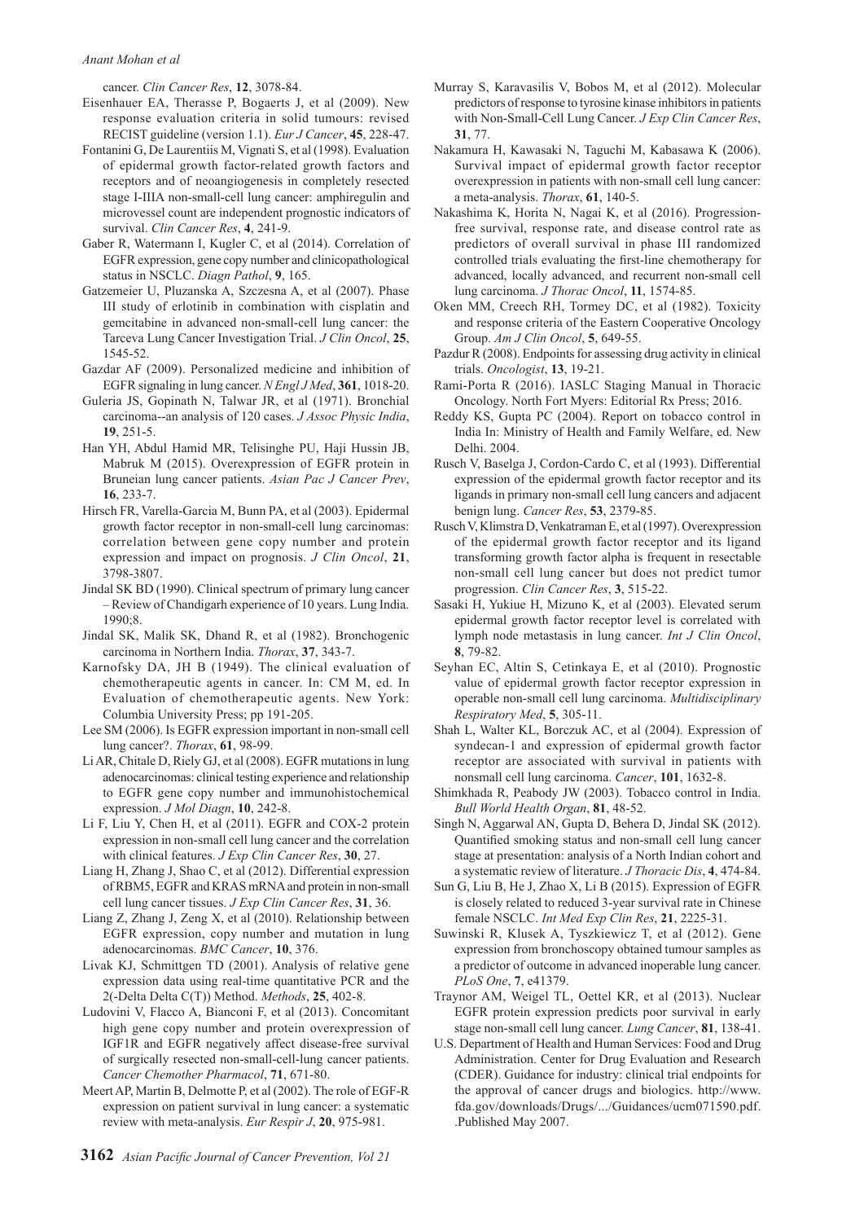cancer. *Clin Cancer Res*, **12**, 3078-84.

Eisenhauer EA, Therasse P, Bogaerts J, et al (2009). New response evaluation criteria in solid tumours: revised RECIST guideline (version 1.1). *Eur J Cancer*, **45**, 228-47.

Fontanini G, De Laurentiis M, Vignati S, et al (1998). Evaluation of epidermal growth factor-related growth factors and receptors and of neoangiogenesis in completely resected stage I-IIIA non-small-cell lung cancer: amphiregulin and microvessel count are independent prognostic indicators of survival. *Clin Cancer Res*, **4**, 241-9.

Gaber R, Watermann I, Kugler C, et al (2014). Correlation of EGFR expression, gene copy number and clinicopathological status in NSCLC. *Diagn Pathol*, **9**, 165.

Gatzemeier U, Pluzanska A, Szczesna A, et al (2007). Phase III study of erlotinib in combination with cisplatin and gemcitabine in advanced non-small-cell lung cancer: the Tarceva Lung Cancer Investigation Trial. *J Clin Oncol*, **25**, 1545-52.

Gazdar AF (2009). Personalized medicine and inhibition of EGFR signaling in lung cancer. *N Engl J Med*, **361**, 1018-20.

Guleria JS, Gopinath N, Talwar JR, et al (1971). Bronchial carcinoma--an analysis of 120 cases. *J Assoc Physic India*, **19**, 251-5.

Han YH, Abdul Hamid MR, Telisinghe PU, Haji Hussin JB, Mabruk M (2015). Overexpression of EGFR protein in Bruneian lung cancer patients. *Asian Pac J Cancer Prev*, **16**, 233-7.

Hirsch FR, Varella-Garcia M, Bunn PA, et al (2003). Epidermal growth factor receptor in non-small-cell lung carcinomas: correlation between gene copy number and protein expression and impact on prognosis. *J Clin Oncol*, **21**, 3798-3807.

Jindal SK BD (1990). Clinical spectrum of primary lung cancer – Review of Chandigarh experience of 10 years. Lung India. 1990;8.

Jindal SK, Malik SK, Dhand R, et al (1982). Bronchogenic carcinoma in Northern India. *Thorax*, **37**, 343-7.

Karnofsky DA, JH B (1949). The clinical evaluation of chemotherapeutic agents in cancer. In: CM M, ed. In Evaluation of chemotherapeutic agents. New York: Columbia University Press; pp 191-205.

Lee SM (2006). Is EGFR expression important in non-small cell lung cancer?. *Thorax*, **61**, 98-99.

Li AR, Chitale D, Riely GJ, et al (2008). EGFR mutations in lung adenocarcinomas: clinical testing experience and relationship to EGFR gene copy number and immunohistochemical expression. *J Mol Diagn*, **10**, 242-8.

Li F, Liu Y, Chen H, et al (2011). EGFR and COX-2 protein expression in non-small cell lung cancer and the correlation with clinical features. *J Exp Clin Cancer Res*, **30**, 27.

Liang H, Zhang J, Shao C, et al (2012). Differential expression of RBM5, EGFR and KRAS mRNA and protein in non-small cell lung cancer tissues. *J Exp Clin Cancer Res*, **31**, 36.

Liang Z, Zhang J, Zeng X, et al (2010). Relationship between EGFR expression, copy number and mutation in lung adenocarcinomas. *BMC Cancer*, **10**, 376.

Livak KJ, Schmittgen TD (2001). Analysis of relative gene expression data using real-time quantitative PCR and the 2(-Delta Delta C(T)) Method. *Methods*, **25**, 402-8.

Ludovini V, Flacco A, Bianconi F, et al (2013). Concomitant high gene copy number and protein overexpression of IGF1R and EGFR negatively affect disease-free survival of surgically resected non-small-cell-lung cancer patients. *Cancer Chemother Pharmacol*, **71**, 671-80.

Meert AP, Martin B, Delmotte P, et al (2002). The role of EGF-R expression on patient survival in lung cancer: a systematic review with meta-analysis. *Eur Respir J*, **20**, 975-981.

Murray S, Karavasilis V, Bobos M, et al (2012). Molecular predictors of response to tyrosine kinase inhibitors in patients with Non-Small-Cell Lung Cancer. *J Exp Clin Cancer Res*, **31**, 77.

Nakamura H, Kawasaki N, Taguchi M, Kabasawa K (2006). Survival impact of epidermal growth factor receptor overexpression in patients with non-small cell lung cancer: a meta-analysis. *Thorax*, **61**, 140-5.

Nakashima K, Horita N, Nagai K, et al (2016). Progression-free survival, response rate, and disease control rate as predictors of overall survival in phase III randomized controlled trials evaluating the first-line chemotherapy for advanced, locally advanced, and recurrent non-small cell lung carcinoma. *J Thorac Oncol*, **11**, 1574-85.

Oken MM, Creech RH, Tormey DC, et al (1982). Toxicity and response criteria of the Eastern Cooperative Oncology Group. *Am J Clin Oncol*, **5**, 649-55.

Pazdur R (2008). Endpoints for assessing drug activity in clinical trials. *Oncologist*, **13**, 19-21.

Rami-Porta R (2016). IASLC Staging Manual in Thoracic Oncology. North Fort Myers: Editorial Rx Press; 2016.

Reddy KS, Gupta PC (2004). Report on tobacco control in India In: Ministry of Health and Family Welfare, ed. New Delhi. 2004.

Rusch V, Baselga J, Cordon-Cardo C, et al (1993). Differential expression of the epidermal growth factor receptor and its ligands in primary non-small cell lung cancers and adjacent benign lung. *Cancer Res*, **53**, 2379-85.

Rusch V, Klimstra D, Venkatraman E, et al (1997). Overexpression of the epidermal growth factor receptor and its ligand transforming growth factor alpha is frequent in resectable non-small cell lung cancer but does not predict tumor progression. *Clin Cancer Res*, **3**, 515-22.

Sasaki H, Yukiue H, Mizuno K, et al (2003). Elevated serum epidermal growth factor receptor level is correlated with lymph node metastasis in lung cancer. *Int J Clin Oncol*, **8**, 79-82.

Seyhan EC, Altin S, Cetinkaya E, et al (2010). Prognostic value of epidermal growth factor receptor expression in operable non-small cell lung carcinoma. *Multidisciplinary Respiratory Med*, **5**, 305-11.

Shah L, Walter KL, Borczuk AC, et al (2004). Expression of syndecan-1 and expression of epidermal growth factor receptor are associated with survival in patients with nonsmall cell lung carcinoma. *Cancer*, **101**, 1632-8.

Shimkhada R, Peabody JW (2003). Tobacco control in India. *Bull World Health Organ*, **81**, 48-52.

Singh N, Aggarwal AN, Gupta D, Behera D, Jindal SK (2012). Quantified smoking status and non-small cell lung cancer stage at presentation: analysis of a North Indian cohort and a systematic review of literature. *J Thoracic Dis*, **4**, 474-84.

Sun G, Liu B, He J, Zhao X, Li B (2015). Expression of EGFR is closely related to reduced 3-year survival rate in Chinese female NSCLC. *Int Med Exp Clin Res*, **21**, 2225-31.

Suwinski R, Klusek A, Tyszkiewicz T, et al (2012). Gene expression from bronchoscopy obtained tumour samples as a predictor of outcome in advanced inoperable lung cancer. *PLoS One*, **7**, e41379.

Traynor AM, Weigel TL, Oettel KR, et al (2013). Nuclear EGFR protein expression predicts poor survival in early stage non-small cell lung cancer. *Lung Cancer*, **81**, 138-41.

U.S. Department of Health and Human Services: Food and Drug Administration. Center for Drug Evaluation and Research (CDER). Guidance for industry: clinical trial endpoints for the approval of cancer drugs and biologics. http://www.fda.gov/downloads/Drugs/.../Guidances/ucm071590.pdf. .Published May 2007.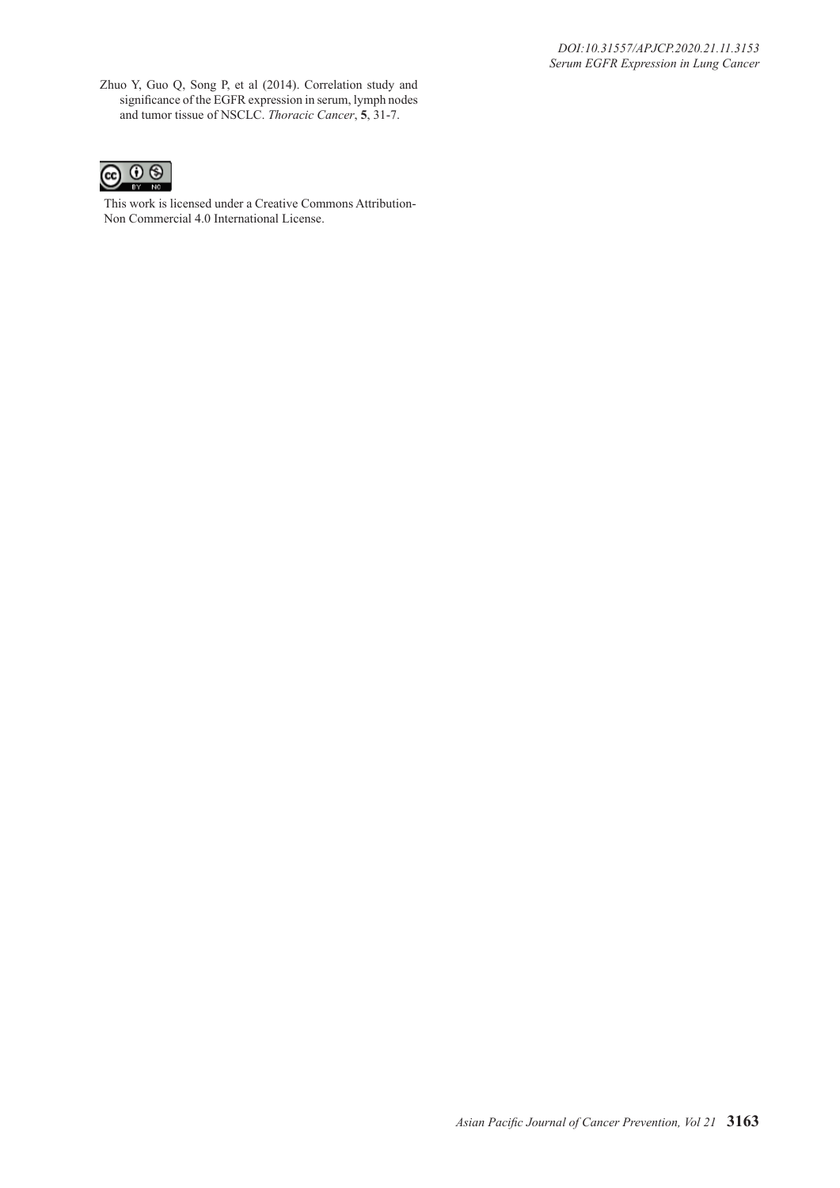Zhuo Y, Guo Q, Song P, et al (2014). Correlation study and significance of the EGFR expression in serum, lymph nodes and tumor tissue of NSCLC. *Thoracic Cancer*, **5**, 31-7.

This work is licensed under a Creative Commons Attribution-Non Commercial 4.0 International License.